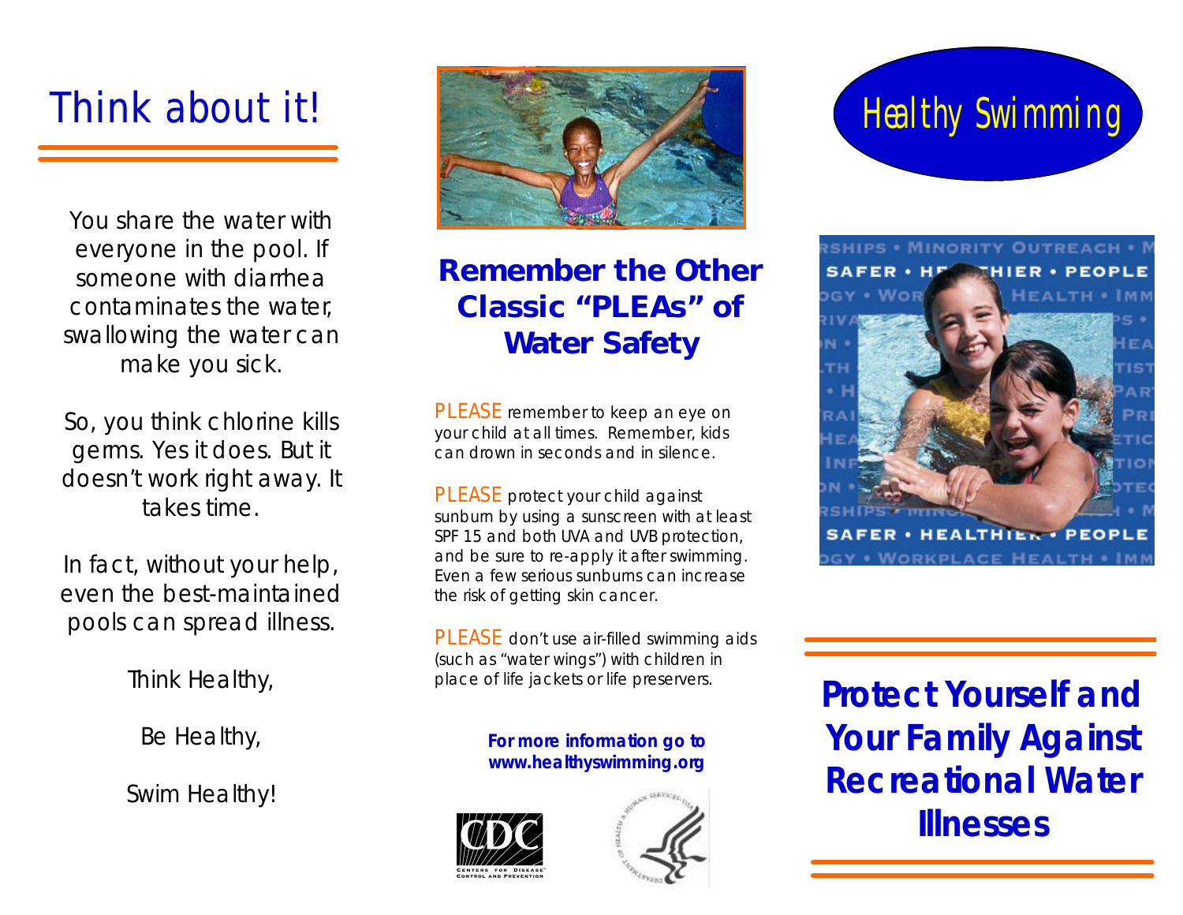# Think about it!

You share the water with everyone in the pool. If someone with diarrhea contaminates the water, swallowing the water can make you sick.

So, you think chlorine kills germs. Yes it does. But it doesn't work right away. It takes time.

In fact, without your help, even the best-maintained pools can spread illness.

Think Healthy,

Be Healthy,

Swim Healthy!

## Remember the Other Classic "PLEAs" of Water Safety

PLEASE remember to keep an eye on your child at all times. Remember, kids can drown in seconds and in silence.

PLEASE protect your child against sunburn by using a sunscreen with at least SPF 15 and both UVA and UVB protection, and be sure to re-apply it after swimming. Even a few serious sunburns can increase the risk of getting skin cancer.

PLEASE don't use air-filled swimming aids (such as "water wings") with children in place of life jackets or life preservers.

**For more information go to www.healthyswimming.org**

CDC
CENTERS FOR DISEASE CONTROL AND PREVENTION

# Healthy Swimming

SAFER • HEALTHIER • PEOPLE

## Protect Yourself and Your Family Against Recreational Water Illnesses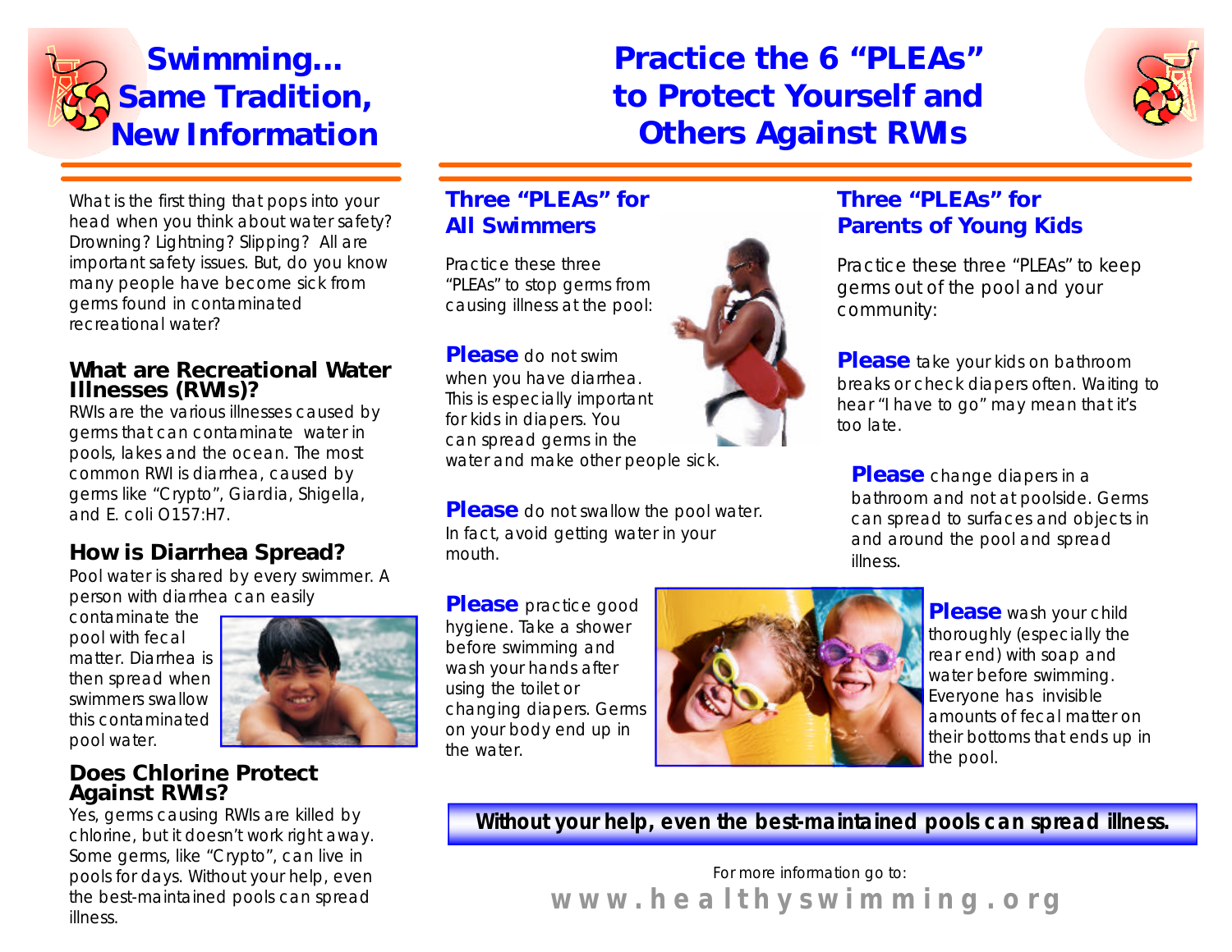# Swimming… Same Tradition, New Information

What is the first thing that pops into your head when you think about water safety? Drowning? Lightning? Slipping? All are important safety issues. But, do you know many people have become sick from germs found in contaminated recreational water?

### What are Recreational Water Illnesses (RWIs)?

RWIs are the various illnesses caused by germs that can contaminate water in pools, lakes and the ocean. The most common RWI is diarrhea, caused by germs like "Crypto", Giardia, Shigella, and E. coli O157:H7.

### How is Diarrhea Spread?

Pool water is shared by every swimmer. A person with diarrhea can easily contaminate the pool with fecal matter. Diarrhea is then spread when swimmers swallow this contaminated pool water.

### Does Chlorine Protect Against RWIs?

Yes, germs causing RWIs are killed by chlorine, but it doesn't work right away. Some germs, like "Crypto", can live in pools for days. Without your help, even the best-maintained pools can spread illness.

# Practice the 6 "PLEAs" to Protect Yourself and Others Against RWIs

## Three "PLEAs" for All Swimmers

Practice these three "PLEAs" to stop germs from causing illness at the pool:

**Please** do not swim when you have diarrhea. This is especially important for kids in diapers. You can spread germs in the water and make other people sick.

**Please** do not swallow the pool water. In fact, avoid getting water in your mouth.

**Please** practice good hygiene. Take a shower before swimming and wash your hands after using the toilet or changing diapers. Germs on your body end up in the water.

## Three "PLEAs" for Parents of Young Kids

Practice these three "PLEAs" to keep germs out of the pool and your community:

**Please** take your kids on bathroom breaks or check diapers often. Waiting to hear "I have to go" may mean that it's too late.

**Please** change diapers in a bathroom and not at poolside. Germs can spread to surfaces and objects in and around the pool and spread illness.

**Please** wash your child thoroughly (especially the rear end) with soap and water before swimming. Everyone has invisible amounts of fecal matter on their bottoms that ends up in the pool.

**Without your help, even the best-maintained pools can spread illness.**

For more information go to:

**www.healthyswimming.org**